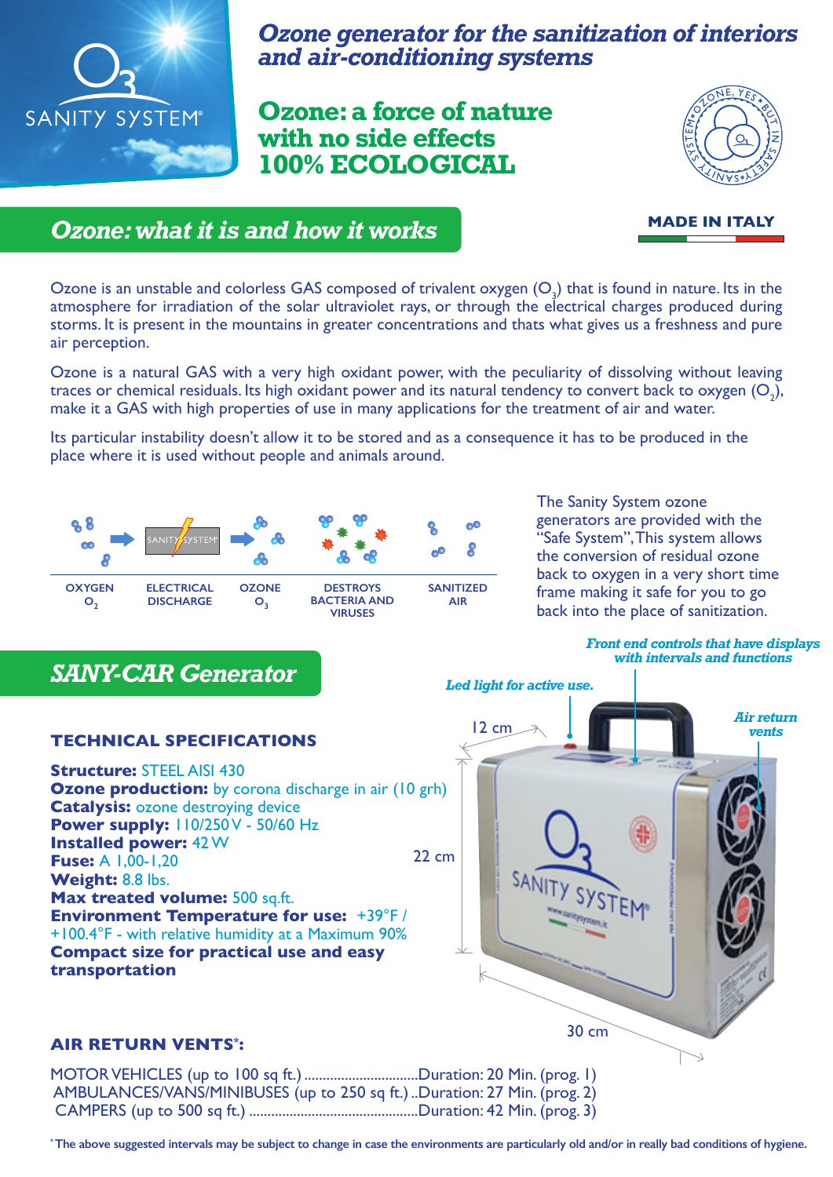O3 SANITY SYSTEM®

# Ozone generator for the sanitization of interiors and air-conditioning systems

## Ozone: a force of nature with no side effects 100% ECOLOGICAL

OZONE, YES BUT IN SAFETY ★ SANITY SYSTEM ★

**MADE IN ITALY**

## *Ozone: what it is and how it works*

Ozone is an unstable and colorless GAS composed of trivalent oxygen ($O_3$) that is found in nature. Its in the atmosphere for irradiation of the solar ultraviolet rays, or through the electrical charges produced during storms. It is present in the mountains in greater concentrations and thats what gives us a freshness and pure air perception.

Ozone is a natural GAS with a very high oxidant power, with the peculiarity of dissolving without leaving traces or chemical residuals. Its high oxidant power and its natural tendency to convert back to oxygen ($O_2$), make it a GAS with high properties of use in many applications for the treatment of air and water.

Its particular instability doesn't allow it to be stored and as a consequence it has to be produced in the place where it is used without people and animals around.

OXYGEN $O_2$ → ELECTRICAL DISCHARGE → OZONE $O_3$ → DESTROYS BACTERIA AND VIRUSES → SANITIZED AIR

The Sanity System ozone generators are provided with the "Safe System", This system allows the conversion of residual ozone back to oxygen in a very short time frame making it safe for you to go back into the place of sanitization.

## *SANY-CAR Generator*

*Front end controls that have displays with intervals and functions*

*Led light for active use.*

*Air return vents*

12 cm — 22 cm — 30 cm

### TECHNICAL SPECIFICATIONS

**Structure:** STEEL AISI 430
**Ozone production:** by corona discharge in air (10 grh)
**Catalysis:** ozone destroying device
**Power supply:** 110/250 V - 50/60 Hz
**Installed power:** 42 W
**Fuse:** A 1,00-1,20
**Weight:** 8.8 lbs.
**Max treated volume:** 500 sq.ft.
**Environment Temperature for use:** +39°F / +100.4°F - with relative humidity at a Maximum 90%
**Compact size for practical use and easy transportation**

### AIR RETURN VENTS*:

MOTOR VEHICLES (up to 100 sq ft.) ..............................Duration: 20 Min. (prog. 1)
AMBULANCES/VANS/MINIBUSES (up to 250 sq ft.) ..Duration: 27 Min. (prog. 2)
CAMPERS (up to 500 sq ft.) .............................................Duration: 42 Min. (prog. 3)

*The above suggested intervals may be subject to change in case the environments are particularly old and/or in really bad conditions of hygiene.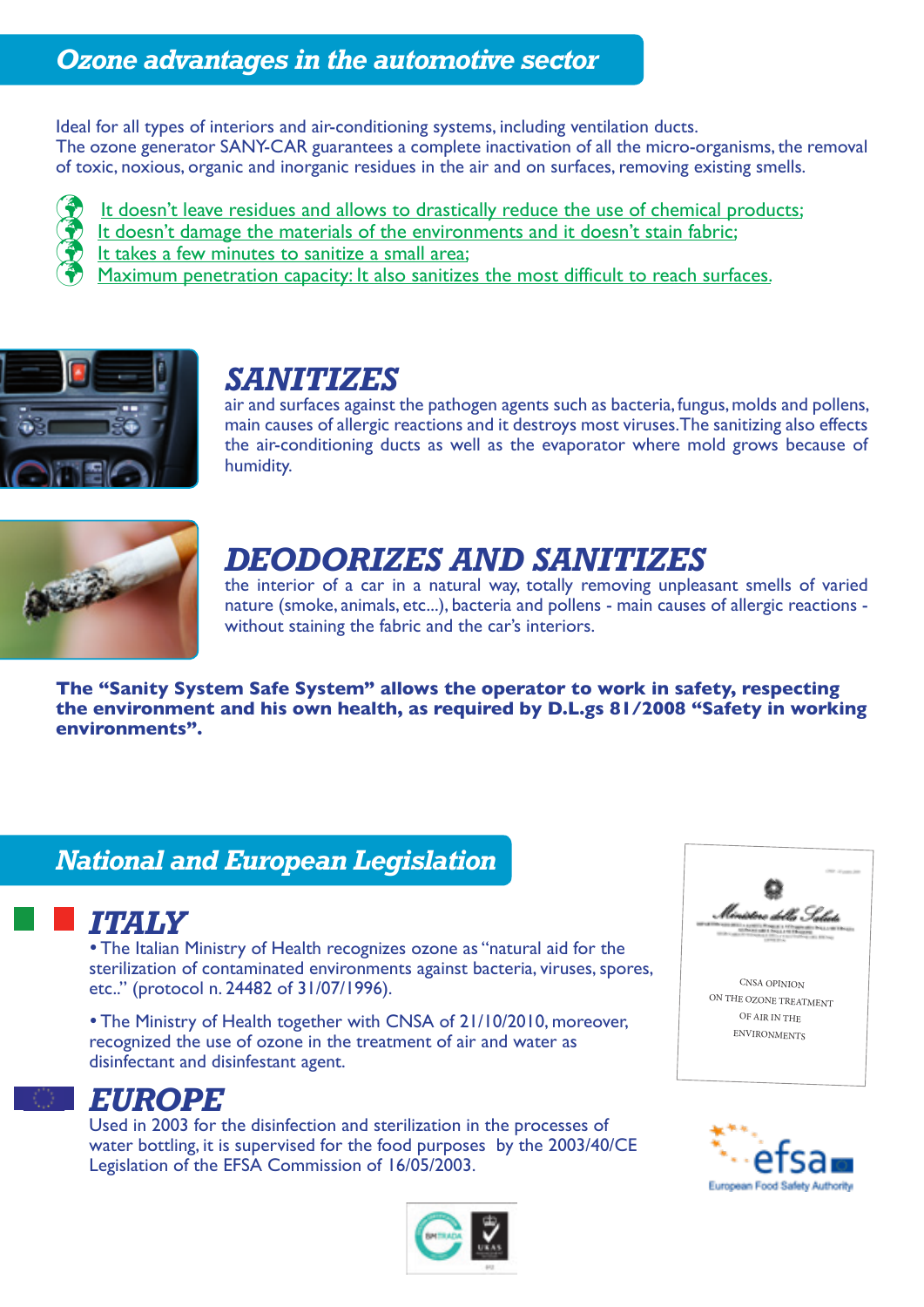## Ozone advantages in the automotive sector

Ideal for all types of interiors and air-conditioning systems, including ventilation ducts.
The ozone generator SANY-CAR guarantees a complete inactivation of all the micro-organisms, the removal of toxic, noxious, organic and inorganic residues in the air and on surfaces, removing existing smells.

- It doesn't leave residues and allows to drastically reduce the use of chemical products;
- It doesn't damage the materials of the environments and it doesn't stain fabric;
- It takes a few minutes to sanitize a small area;
- Maximum penetration capacity: It also sanitizes the most difficult to reach surfaces.

### *SANITIZES*

air and surfaces against the pathogen agents such as bacteria, fungus, molds and pollens, main causes of allergic reactions and it destroys most viruses. The sanitizing also effects the air-conditioning ducts as well as the evaporator where mold grows because of humidity.

### *DEODORIZES AND SANITIZES*

the interior of a car in a natural way, totally removing unpleasant smells of varied nature (smoke, animals, etc...), bacteria and pollens - main causes of allergic reactions - without staining the fabric and the car's interiors.

**The "Sanity System Safe System" allows the operator to work in safety, respecting the environment and his own health, as required by D.L.gs 81/2008 "Safety in working environments".**

## National and European Legislation

### *ITALY*

• The Italian Ministry of Health recognizes ozone as "natural aid for the sterilization of contaminated environments against bacteria, viruses, spores, etc.." (protocol n. 24482 of 31/07/1996).

• The Ministry of Health together with CNSA of 21/10/2010, moreover, recognized the use of ozone in the treatment of air and water as disinfectant and disinfestant agent.

Ministero della Salute

CNSA OPINION ON THE OZONE TREATMENT OF AIR IN THE ENVIRONMENTS

### *EUROPE*

Used in 2003 for the disinfection and sterilization in the processes of water bottling, it is supervised for the food purposes by the 2003/40/CE Legislation of the EFSA Commission of 16/05/2003.

efsa European Food Safety Authority